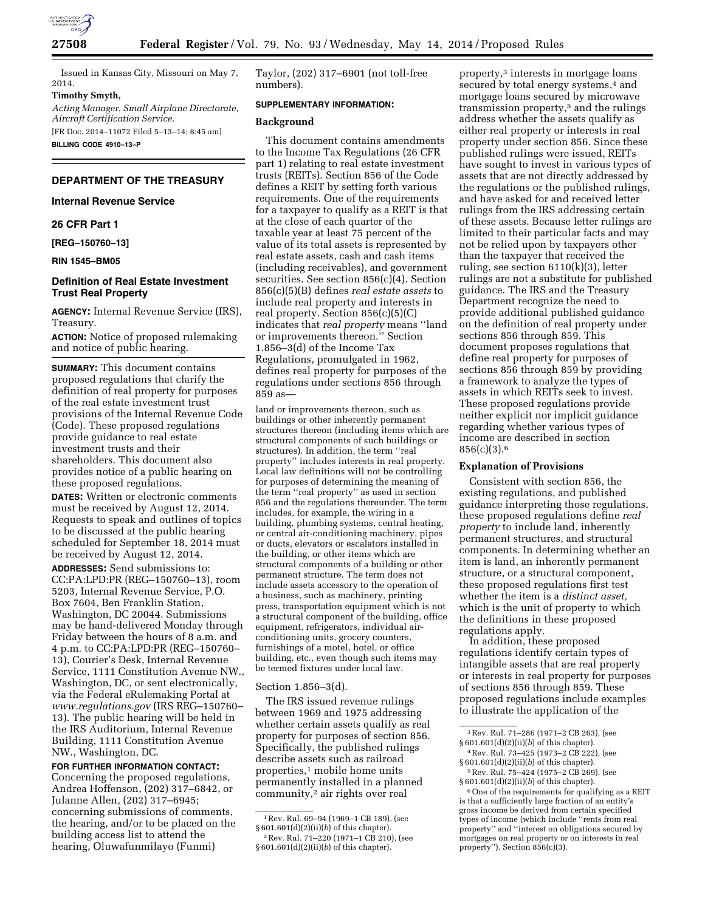Issued in Kansas City, Missouri on May 7, 2014.

**Timothy Smyth,**

*Acting Manager, Small Airplane Directorate, Aircraft Certification Service.*

[FR Doc. 2014–11072 Filed 5–13–14; 8:45 am]

**BILLING CODE 4910–13–P**

## DEPARTMENT OF THE TREASURY

### Internal Revenue Service

### 26 CFR Part 1

**[REG–150760–13]**

**RIN 1545–BM05**

## Definition of Real Estate Investment Trust Real Property

**AGENCY:** Internal Revenue Service (IRS), Treasury.

**ACTION:** Notice of proposed rulemaking and notice of public hearing.

**SUMMARY:** This document contains proposed regulations that clarify the definition of real property for purposes of the real estate investment trust provisions of the Internal Revenue Code (Code). These proposed regulations provide guidance to real estate investment trusts and their shareholders. This document also provides notice of a public hearing on these proposed regulations.

**DATES:** Written or electronic comments must be received by August 12, 2014. Requests to speak and outlines of topics to be discussed at the public hearing scheduled for September 18, 2014 must be received by August 12, 2014.

**ADDRESSES:** Send submissions to: CC:PA:LPD:PR (REG–150760–13), room 5203, Internal Revenue Service, P.O. Box 7604, Ben Franklin Station, Washington, DC 20044. Submissions may be hand-delivered Monday through Friday between the hours of 8 a.m. and 4 p.m. to CC:PA:LPD:PR (REG–150760–13), Courier's Desk, Internal Revenue Service, 1111 Constitution Avenue NW., Washington, DC, or sent electronically, via the Federal eRulemaking Portal at *www.regulations.gov* (IRS REG–150760–13). The public hearing will be held in the IRS Auditorium, Internal Revenue Building, 1111 Constitution Avenue NW., Washington, DC.

**FOR FURTHER INFORMATION CONTACT:** Concerning the proposed regulations, Andrea Hoffenson, (202) 317–6842, or Julanne Allen, (202) 317–6945; concerning submissions of comments, the hearing, and/or to be placed on the building access list to attend the hearing, Oluwafunmilayo (Funmi) Taylor, (202) 317–6901 (not toll-free numbers).

**SUPPLEMENTARY INFORMATION:**

### Background

This document contains amendments to the Income Tax Regulations (26 CFR part 1) relating to real estate investment trusts (REITs). Section 856 of the Code defines a REIT by setting forth various requirements. One of the requirements for a taxpayer to qualify as a REIT is that at the close of each quarter of the taxable year at least 75 percent of the value of its total assets is represented by real estate assets, cash and cash items (including receivables), and government securities. See section 856(c)(4). Section 856(c)(5)(B) defines *real estate assets* to include real property and interests in real property. Section 856(c)(5)(C) indicates that *real property* means ''land or improvements thereon.'' Section 1.856–3(d) of the Income Tax Regulations, promulgated in 1962, defines real property for purposes of the regulations under sections 856 through 859 as—

land or improvements thereon, such as buildings or other inherently permanent structures thereon (including items which are structural components of such buildings or structures). In addition, the term ''real property'' includes interests in real property. Local law definitions will not be controlling for purposes of determining the meaning of the term ''real property'' as used in section 856 and the regulations thereunder. The term includes, for example, the wiring in a building, plumbing systems, central heating, or central air-conditioning machinery, pipes or ducts, elevators or escalators installed in the building, or other items which are structural components of a building or other permanent structure. The term does not include assets accessory to the operation of a business, such as machinery, printing press, transportation equipment which is not a structural component of the building, office equipment, refrigerators, individual air-conditioning units, grocery counters, furnishings of a motel, hotel, or office building, etc., even though such items may be termed fixtures under local law.

Section 1.856–3(d).

The IRS issued revenue rulings between 1969 and 1975 addressing whether certain assets qualify as real property for purposes of section 856. Specifically, the published rulings describe assets such as railroad properties,[1] mobile home units permanently installed in a planned community,[2] air rights over real property,[3] interests in mortgage loans secured by total energy systems,[4] and mortgage loans secured by microwave transmission property,[5] and the rulings address whether the assets qualify as either real property or interests in real property under section 856. Since these published rulings were issued, REITs have sought to invest in various types of assets that are not directly addressed by the regulations or the published rulings, and have asked for and received letter rulings from the IRS addressing certain of these assets. Because letter rulings are limited to their particular facts and may not be relied upon by taxpayers other than the taxpayer that received the ruling, see section 6110(k)(3), letter rulings are not a substitute for published guidance. The IRS and the Treasury Department recognize the need to provide additional published guidance on the definition of real property under sections 856 through 859. This document proposes regulations that define real property for purposes of sections 856 through 859 by providing a framework to analyze the types of assets in which REITs seek to invest. These proposed regulations provide neither explicit nor implicit guidance regarding whether various types of income are described in section 856(c)(3).[6]

### Explanation of Provisions

Consistent with section 856, the existing regulations, and published guidance interpreting those regulations, these proposed regulations define *real property* to include land, inherently permanent structures, and structural components. In determining whether an item is land, an inherently permanent structure, or a structural component, these proposed regulations first test whether the item is a *distinct asset,* which is the unit of property to which the definitions in these proposed regulations apply.

In addition, these proposed regulations identify certain types of intangible assets that are real property or interests in real property for purposes of sections 856 through 859. These proposed regulations include examples to illustrate the application of the

---

[1] Rev. Rul. 69–94 (1969–1 CB 189), (see § 601.601(d)(2)(ii)(*b*) of this chapter).

[2] Rev. Rul. 71–220 (1971–1 CB 210), (see § 601.601(d)(2)(ii)(*b*) of this chapter).

[3] Rev. Rul. 71–286 (1971–2 CB 263), (see § 601.601(d)(2)(ii)(*b*) of this chapter).

[4] Rev. Rul. 73–425 (1973–2 CB 222), (see § 601.601(d)(2)(ii)(*b*) of this chapter).

[5] Rev. Rul. 75–424 (1975–2 CB 269), (see § 601.601(d)(2)(ii)(*b*) of this chapter).

[6] One of the requirements for qualifying as a REIT is that a sufficiently large fraction of an entity's gross income be derived from certain specified types of income (which include ''rents from real property'' and ''interest on obligations secured by mortgages on real property or on interests in real property''). Section 856(c)(3).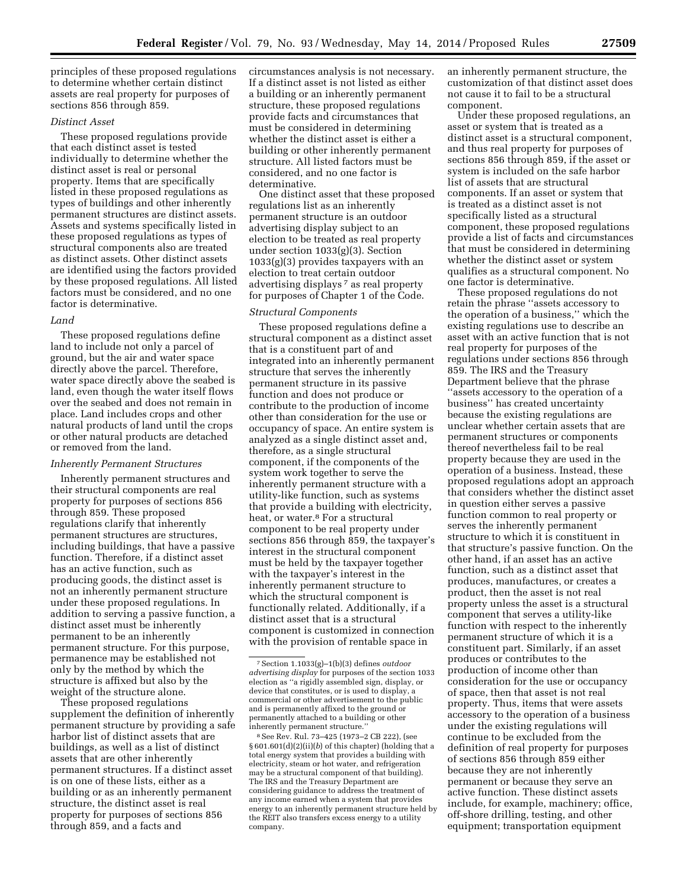principles of these proposed regulations to determine whether certain distinct assets are real property for purposes of sections 856 through 859.

*Distinct Asset*

These proposed regulations provide that each distinct asset is tested individually to determine whether the distinct asset is real or personal property. Items that are specifically listed in these proposed regulations as types of buildings and other inherently permanent structures are distinct assets. Assets and systems specifically listed in these proposed regulations as types of structural components also are treated as distinct assets. Other distinct assets are identified using the factors provided by these proposed regulations. All listed factors must be considered, and no one factor is determinative.

*Land*

These proposed regulations define land to include not only a parcel of ground, but the air and water space directly above the parcel. Therefore, water space directly above the seabed is land, even though the water itself flows over the seabed and does not remain in place. Land includes crops and other natural products of land until the crops or other natural products are detached or removed from the land.

*Inherently Permanent Structures*

Inherently permanent structures and their structural components are real property for purposes of sections 856 through 859. These proposed regulations clarify that inherently permanent structures are structures, including buildings, that have a passive function. Therefore, if a distinct asset has an active function, such as producing goods, the distinct asset is not an inherently permanent structure under these proposed regulations. In addition to serving a passive function, a distinct asset must be inherently permanent to be an inherently permanent structure. For this purpose, permanence may be established not only by the method by which the structure is affixed but also by the weight of the structure alone.

These proposed regulations supplement the definition of inherently permanent structure by providing a safe harbor list of distinct assets that are buildings, as well as a list of distinct assets that are other inherently permanent structures. If a distinct asset is on one of these lists, either as a building or as an inherently permanent structure, the distinct asset is real property for purposes of sections 856 through 859, and a facts and circumstances analysis is not necessary. If a distinct asset is not listed as either a building or an inherently permanent structure, these proposed regulations provide facts and circumstances that must be considered in determining whether the distinct asset is either a building or other inherently permanent structure. All listed factors must be considered, and no one factor is determinative.

One distinct asset that these proposed regulations list as an inherently permanent structure is an outdoor advertising display subject to an election to be treated as real property under section 1033(g)(3). Section 1033(g)(3) provides taxpayers with an election to treat certain outdoor advertising displays [7] as real property for purposes of Chapter 1 of the Code.

*Structural Components*

These proposed regulations define a structural component as a distinct asset that is a constituent part of and integrated into an inherently permanent structure that serves the inherently permanent structure in its passive function and does not produce or contribute to the production of income other than consideration for the use or occupancy of space. An entire system is analyzed as a single distinct asset and, therefore, as a single structural component, if the components of the system work together to serve the inherently permanent structure with a utility-like function, such as systems that provide a building with electricity, heat, or water.[8] For a structural component to be real property under sections 856 through 859, the taxpayer's interest in the structural component must be held by the taxpayer together with the taxpayer's interest in the inherently permanent structure to which the structural component is functionally related. Additionally, if a distinct asset that is a structural component is customized in connection with the provision of rentable space in an inherently permanent structure, the customization of that distinct asset does not cause it to fail to be a structural component.

Under these proposed regulations, an asset or system that is treated as a distinct asset is a structural component, and thus real property for purposes of sections 856 through 859, if the asset or system is included on the safe harbor list of assets that are structural components. If an asset or system that is treated as a distinct asset is not specifically listed as a structural component, these proposed regulations provide a list of facts and circumstances that must be considered in determining whether the distinct asset or system qualifies as a structural component. No one factor is determinative.

These proposed regulations do not retain the phrase "assets accessory to the operation of a business," which the existing regulations use to describe an asset with an active function that is not real property for purposes of the regulations under sections 856 through 859. The IRS and the Treasury Department believe that the phrase "assets accessory to the operation of a business" has created uncertainty because the existing regulations are unclear whether certain assets that are permanent structures or components thereof nevertheless fail to be real property because they are used in the operation of a business. Instead, these proposed regulations adopt an approach that considers whether the distinct asset in question either serves a passive function common to real property or serves the inherently permanent structure to which it is constituent in that structure's passive function. On the other hand, if an asset has an active function, such as a distinct asset that produces, manufactures, or creates a product, then the asset is not real property unless the asset is a structural component that serves a utility-like function with respect to the inherently permanent structure of which it is a constituent part. Similarly, if an asset produces or contributes to the production of income other than consideration for the use or occupancy of space, then that asset is not real property. Thus, items that were assets accessory to the operation of a business under the existing regulations will continue to be excluded from the definition of real property for purposes of sections 856 through 859 either because they are not inherently permanent or because they serve an active function. These distinct assets include, for example, machinery; office, off-shore drilling, testing, and other equipment; transportation equipment

---

[7] Section 1.1033(g)–1(b)(3) defines *outdoor advertising display* for purposes of the section 1033 election as "a rigidly assembled sign, display, or device that constitutes, or is used to display, a commercial or other advertisement to the public and is permanently affixed to the ground or permanently attached to a building or other inherently permanent structure."

[8] See Rev. Rul. 73–425 (1973–2 CB 222), (see § 601.601(d)(2)(ii)(*b*) of this chapter) (holding that a total energy system that provides a building with electricity, steam or hot water, and refrigeration may be a structural component of that building). The IRS and the Treasury Department are considering guidance to address the treatment of any income earned when a system that provides energy to an inherently permanent structure held by the REIT also transfers excess energy to a utility company.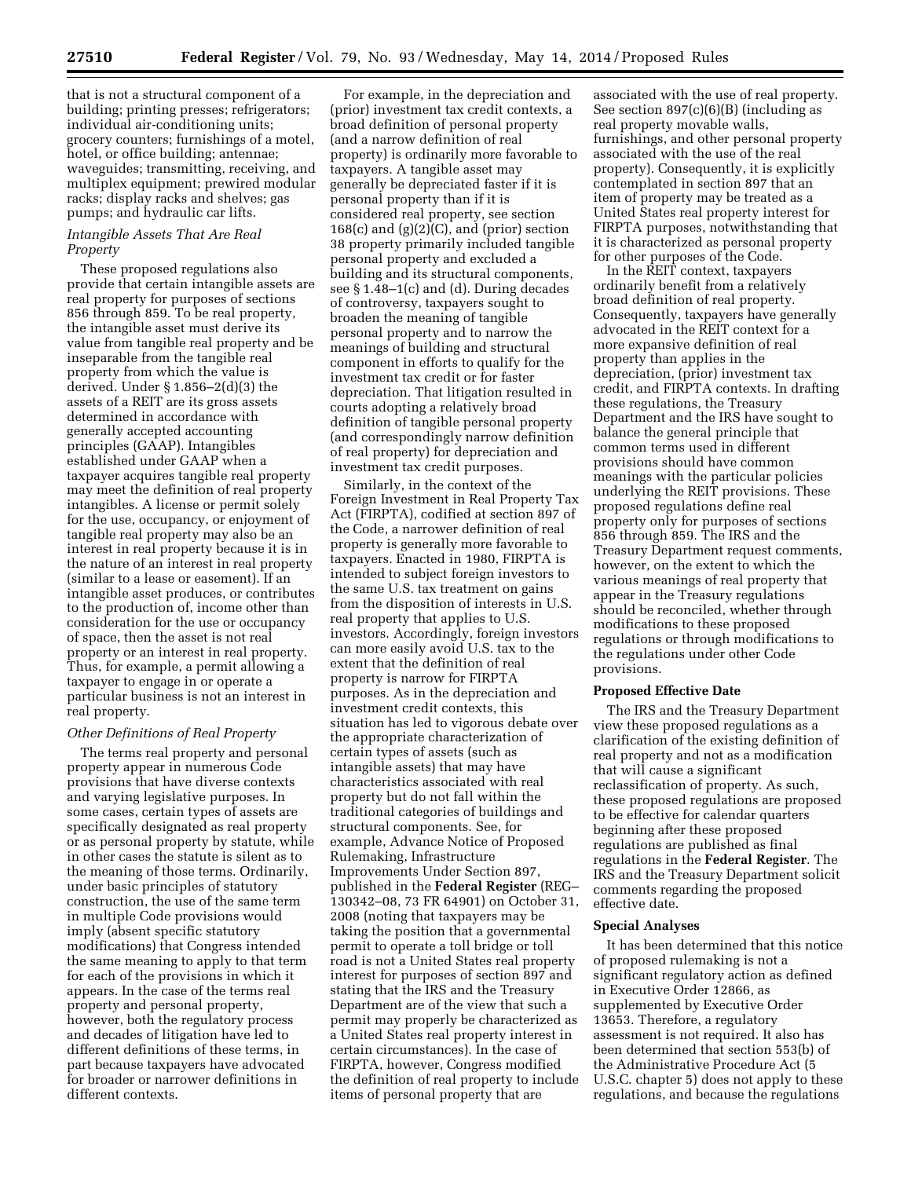that is not a structural component of a building; printing presses; refrigerators; individual air-conditioning units; grocery counters; furnishings of a motel, hotel, or office building; antennae; waveguides; transmitting, receiving, and multiplex equipment; prewired modular racks; display racks and shelves; gas pumps; and hydraulic car lifts.

*Intangible Assets That Are Real Property*

These proposed regulations also provide that certain intangible assets are real property for purposes of sections 856 through 859. To be real property, the intangible asset must derive its value from tangible real property and be inseparable from the tangible real property from which the value is derived. Under § 1.856–2(d)(3) the assets of a REIT are its gross assets determined in accordance with generally accepted accounting principles (GAAP). Intangibles established under GAAP when a taxpayer acquires tangible real property may meet the definition of real property intangibles. A license or permit solely for the use, occupancy, or enjoyment of tangible real property may also be an interest in real property because it is in the nature of an interest in real property (similar to a lease or easement). If an intangible asset produces, or contributes to the production of, income other than consideration for the use or occupancy of space, then the asset is not real property or an interest in real property. Thus, for example, a permit allowing a taxpayer to engage in or operate a particular business is not an interest in real property.

*Other Definitions of Real Property*

The terms real property and personal property appear in numerous Code provisions that have diverse contexts and varying legislative purposes. In some cases, certain types of assets are specifically designated as real property or as personal property by statute, while in other cases the statute is silent as to the meaning of those terms. Ordinarily, under basic principles of statutory construction, the use of the same term in multiple Code provisions would imply (absent specific statutory modifications) that Congress intended the same meaning to apply to that term for each of the provisions in which it appears. In the case of the terms real property and personal property, however, both the regulatory process and decades of litigation have led to different definitions of these terms, in part because taxpayers have advocated for broader or narrower definitions in different contexts.

For example, in the depreciation and (prior) investment tax credit contexts, a broad definition of personal property (and a narrow definition of real property) is ordinarily more favorable to taxpayers. A tangible asset may generally be depreciated faster if it is personal property than if it is considered real property, see section 168(c) and (g)(2)(C), and (prior) section 38 property primarily included tangible personal property and excluded a building and its structural components, see § 1.48–1(c) and (d). During decades of controversy, taxpayers sought to broaden the meaning of tangible personal property and to narrow the meanings of building and structural component in efforts to qualify for the investment tax credit or for faster depreciation. That litigation resulted in courts adopting a relatively broad definition of tangible personal property (and correspondingly narrow definition of real property) for depreciation and investment tax credit purposes.

Similarly, in the context of the Foreign Investment in Real Property Tax Act (FIRPTA), codified at section 897 of the Code, a narrower definition of real property is generally more favorable to taxpayers. Enacted in 1980, FIRPTA is intended to subject foreign investors to the same U.S. tax treatment on gains from the disposition of interests in U.S. real property that applies to U.S. investors. Accordingly, foreign investors can more easily avoid U.S. tax to the extent that the definition of real property is narrow for FIRPTA purposes. As in the depreciation and investment credit contexts, this situation has led to vigorous debate over the appropriate characterization of certain types of assets (such as intangible assets) that may have characteristics associated with real property but do not fall within the traditional categories of buildings and structural components. See, for example, Advance Notice of Proposed Rulemaking, Infrastructure Improvements Under Section 897, published in the **Federal Register** (REG–130342–08, 73 FR 64901) on October 31, 2008 (noting that taxpayers may be taking the position that a governmental permit to operate a toll bridge or toll road is not a United States real property interest for purposes of section 897 and stating that the IRS and the Treasury Department are of the view that such a permit may properly be characterized as a United States real property interest in certain circumstances). In the case of FIRPTA, however, Congress modified the definition of real property to include items of personal property that are associated with the use of real property. See section 897(c)(6)(B) (including as real property movable walls, furnishings, and other personal property associated with the use of the real property). Consequently, it is explicitly contemplated in section 897 that an item of property may be treated as a United States real property interest for FIRPTA purposes, notwithstanding that it is characterized as personal property for other purposes of the Code.

In the REIT context, taxpayers ordinarily benefit from a relatively broad definition of real property. Consequently, taxpayers have generally advocated in the REIT context for a more expansive definition of real property than applies in the depreciation, (prior) investment tax credit, and FIRPTA contexts. In drafting these regulations, the Treasury Department and the IRS have sought to balance the general principle that common terms used in different provisions should have common meanings with the particular policies underlying the REIT provisions. These proposed regulations define real property only for purposes of sections 856 through 859. The IRS and the Treasury Department request comments, however, on the extent to which the various meanings of real property that appear in the Treasury regulations should be reconciled, whether through modifications to these proposed regulations or through modifications to the regulations under other Code provisions.

## Proposed Effective Date

The IRS and the Treasury Department view these proposed regulations as a clarification of the existing definition of real property and not as a modification that will cause a significant reclassification of property. As such, these proposed regulations are proposed to be effective for calendar quarters beginning after these proposed regulations are published as final regulations in the **Federal Register**. The IRS and the Treasury Department solicit comments regarding the proposed effective date.

## Special Analyses

It has been determined that this notice of proposed rulemaking is not a significant regulatory action as defined in Executive Order 12866, as supplemented by Executive Order 13653. Therefore, a regulatory assessment is not required. It also has been determined that section 553(b) of the Administrative Procedure Act (5 U.S.C. chapter 5) does not apply to these regulations, and because the regulations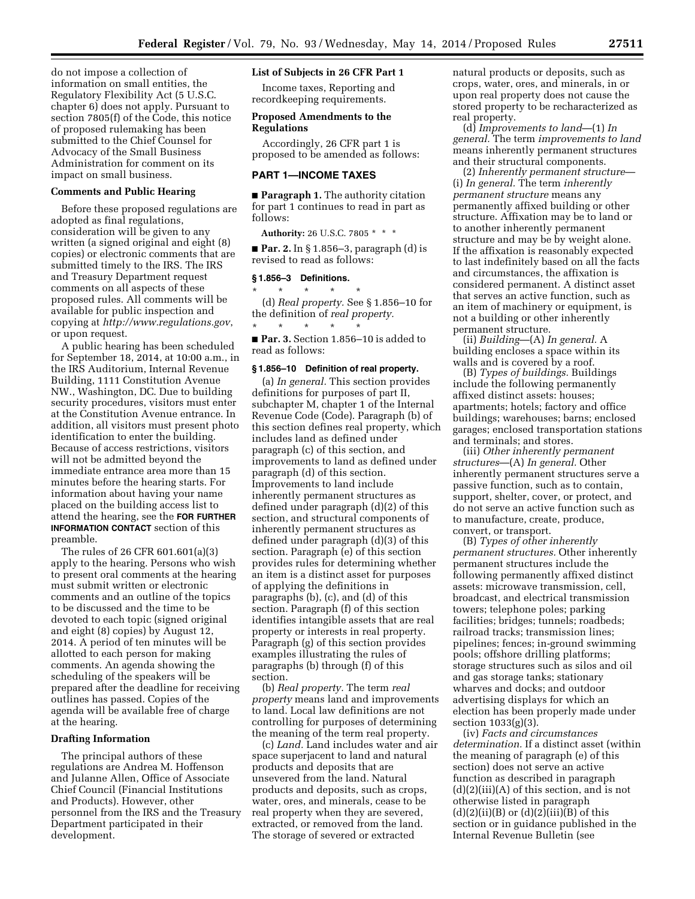do not impose a collection of information on small entities, the Regulatory Flexibility Act (5 U.S.C. chapter 6) does not apply. Pursuant to section 7805(f) of the Code, this notice of proposed rulemaking has been submitted to the Chief Counsel for Advocacy of the Small Business Administration for comment on its impact on small business.

**Comments and Public Hearing**

Before these proposed regulations are adopted as final regulations, consideration will be given to any written (a signed original and eight (8) copies) or electronic comments that are submitted timely to the IRS. The IRS and Treasury Department request comments on all aspects of these proposed rules. All comments will be available for public inspection and copying at *http://www.regulations.gov*, or upon request.

A public hearing has been scheduled for September 18, 2014, at 10:00 a.m., in the IRS Auditorium, Internal Revenue Building, 1111 Constitution Avenue NW., Washington, DC. Due to building security procedures, visitors must enter at the Constitution Avenue entrance. In addition, all visitors must present photo identification to enter the building. Because of access restrictions, visitors will not be admitted beyond the immediate entrance area more than 15 minutes before the hearing starts. For information about having your name placed on the building access list to attend the hearing, see the **FOR FURTHER INFORMATION CONTACT** section of this preamble.

The rules of 26 CFR 601.601(a)(3) apply to the hearing. Persons who wish to present oral comments at the hearing must submit written or electronic comments and an outline of the topics to be discussed and the time to be devoted to each topic (signed original and eight (8) copies) by August 12, 2014. A period of ten minutes will be allotted to each person for making comments. An agenda showing the scheduling of the speakers will be prepared after the deadline for receiving outlines has passed. Copies of the agenda will be available free of charge at the hearing.

**Drafting Information**

The principal authors of these regulations are Andrea M. Hoffenson and Julanne Allen, Office of Associate Chief Council (Financial Institutions and Products). However, other personnel from the IRS and the Treasury Department participated in their development.

**List of Subjects in 26 CFR Part 1**

Income taxes, Reporting and recordkeeping requirements.

**Proposed Amendments to the Regulations**

Accordingly, 26 CFR part 1 is proposed to be amended as follows:

**PART 1—INCOME TAXES**

■ **Paragraph 1.** The authority citation for part 1 continues to read in part as follows:

**Authority:** 26 U.S.C. 7805 * * *

■ **Par. 2.** In § 1.856–3, paragraph (d) is revised to read as follows:

**§ 1.856–3 Definitions.**

\* \* \* \* \*

(d) *Real property.* See § 1.856–10 for the definition of *real property.*

\* \* \* \* \*

■ **Par. 3.** Section 1.856–10 is added to read as follows:

**§ 1.856–10 Definition of real property.**

(a) *In general.* This section provides definitions for purposes of part II, subchapter M, chapter 1 of the Internal Revenue Code (Code). Paragraph (b) of this section defines real property, which includes land as defined under paragraph (c) of this section, and improvements to land as defined under paragraph (d) of this section. Improvements to land include inherently permanent structures as defined under paragraph (d)(2) of this section, and structural components of inherently permanent structures as defined under paragraph (d)(3) of this section. Paragraph (e) of this section provides rules for determining whether an item is a distinct asset for purposes of applying the definitions in paragraphs (b), (c), and (d) of this section. Paragraph (f) of this section identifies intangible assets that are real property or interests in real property. Paragraph (g) of this section provides examples illustrating the rules of paragraphs (b) through (f) of this section.

(b) *Real property.* The term *real property* means land and improvements to land. Local law definitions are not controlling for purposes of determining the meaning of the term real property.

(c) *Land.* Land includes water and air space superjacent to land and natural products and deposits that are unsevered from the land. Natural products and deposits, such as crops, water, ores, and minerals, cease to be real property when they are severed, extracted, or removed from the land. The storage of severed or extracted natural products or deposits, such as crops, water, ores, and minerals, in or upon real property does not cause the stored property to be recharacterized as real property.

(d) *Improvements to land*—(1) *In general.* The term *improvements to land* means inherently permanent structures and their structural components.

(2) *Inherently permanent structure*—(i) *In general.* The term *inherently permanent structure* means any permanently affixed building or other structure. Affixation may be to land or to another inherently permanent structure and may be by weight alone. If the affixation is reasonably expected to last indefinitely based on all the facts and circumstances, the affixation is considered permanent. A distinct asset that serves an active function, such as an item of machinery or equipment, is not a building or other inherently permanent structure.

(ii) *Building*—(A) *In general.* A building encloses a space within its walls and is covered by a roof.

(B) *Types of buildings.* Buildings include the following permanently affixed distinct assets: houses; apartments; hotels; factory and office buildings; warehouses; barns; enclosed garages; enclosed transportation stations and terminals; and stores.

(iii) *Other inherently permanent structures*—(A) *In general.* Other inherently permanent structures serve a passive function, such as to contain, support, shelter, cover, or protect, and do not serve an active function such as to manufacture, create, produce, convert, or transport.

(B) *Types of other inherently permanent structures.* Other inherently permanent structures include the following permanently affixed distinct assets: microwave transmission, cell, broadcast, and electrical transmission towers; telephone poles; parking facilities; bridges; tunnels; roadbeds; railroad tracks; transmission lines; pipelines; fences; in-ground swimming pools; offshore drilling platforms; storage structures such as silos and oil and gas storage tanks; stationary wharves and docks; and outdoor advertising displays for which an election has been properly made under section 1033(g)(3).

(iv) *Facts and circumstances determination.* If a distinct asset (within the meaning of paragraph (e) of this section) does not serve an active function as described in paragraph (d)(2)(iii)(A) of this section, and is not otherwise listed in paragraph (d)(2)(ii)(B) or (d)(2)(iii)(B) of this section or in guidance published in the Internal Revenue Bulletin (see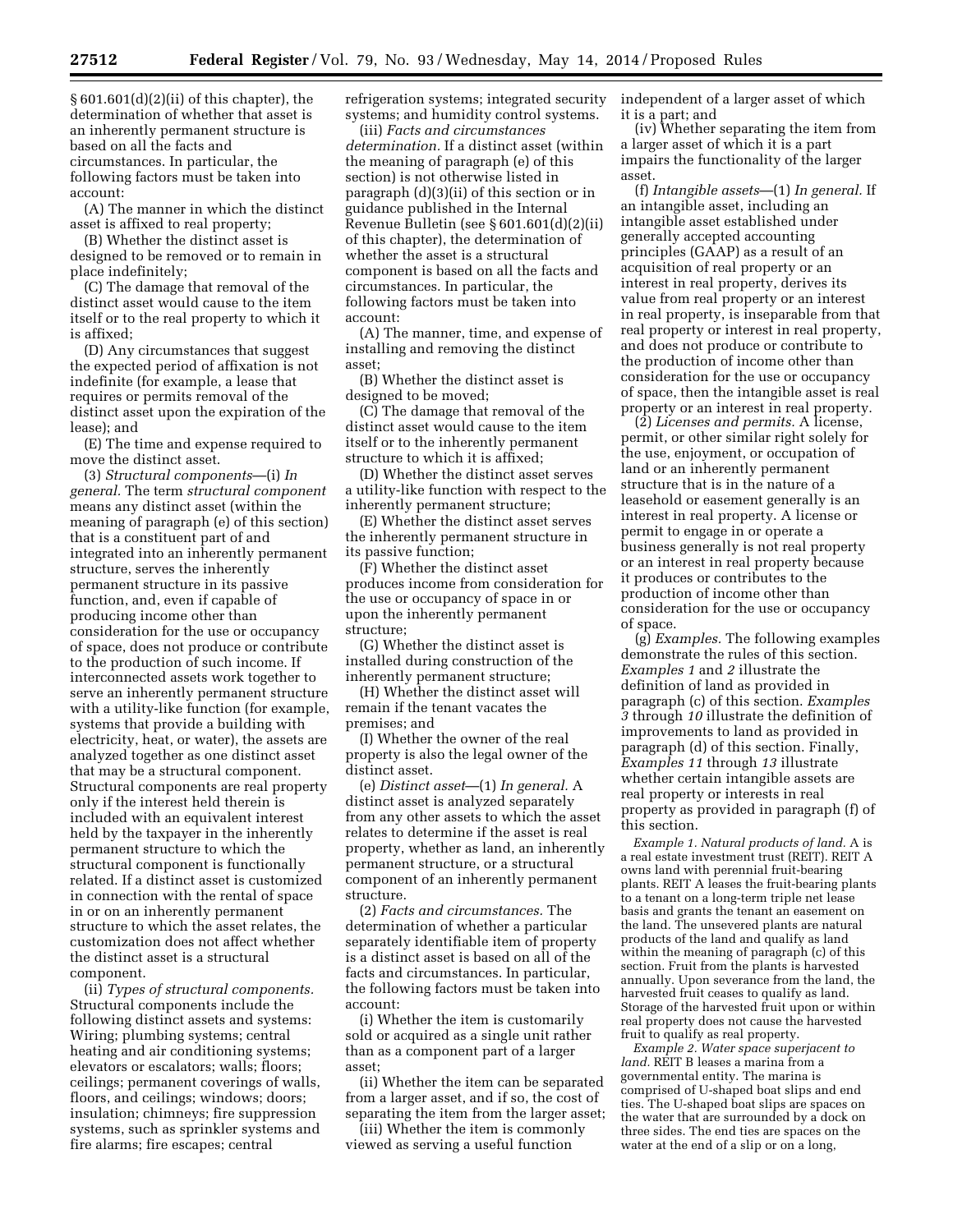§ 601.601(d)(2)(ii) of this chapter), the determination of whether that asset is an inherently permanent structure is based on all the facts and circumstances. In particular, the following factors must be taken into account:

(A) The manner in which the distinct asset is affixed to real property;

(B) Whether the distinct asset is designed to be removed or to remain in place indefinitely;

(C) The damage that removal of the distinct asset would cause to the item itself or to the real property to which it is affixed;

(D) Any circumstances that suggest the expected period of affixation is not indefinite (for example, a lease that requires or permits removal of the distinct asset upon the expiration of the lease); and

(E) The time and expense required to move the distinct asset.

(3) *Structural components*—(i) *In general.* The term *structural component* means any distinct asset (within the meaning of paragraph (e) of this section) that is a constituent part of and integrated into an inherently permanent structure, serves the inherently permanent structure in its passive function, and, even if capable of producing income other than consideration for the use or occupancy of space, does not produce or contribute to the production of such income. If interconnected assets work together to serve an inherently permanent structure with a utility-like function (for example, systems that provide a building with electricity, heat, or water), the assets are analyzed together as one distinct asset that may be a structural component. Structural components are real property only if the interest held therein is included with an equivalent interest held by the taxpayer in the inherently permanent structure to which the structural component is functionally related. If a distinct asset is customized in connection with the rental of space in or on an inherently permanent structure to which the asset relates, the customization does not affect whether the distinct asset is a structural component.

(ii) *Types of structural components.* Structural components include the following distinct assets and systems: Wiring; plumbing systems; central heating and air conditioning systems; elevators or escalators; walls; floors; ceilings; permanent coverings of walls, floors, and ceilings; windows; doors; insulation; chimneys; fire suppression systems, such as sprinkler systems and fire alarms; fire escapes; central refrigeration systems; integrated security systems; and humidity control systems.

(iii) *Facts and circumstances determination.* If a distinct asset (within the meaning of paragraph (e) of this section) is not otherwise listed in paragraph (d)(3)(ii) of this section or in guidance published in the Internal Revenue Bulletin (see § 601.601(d)(2)(ii) of this chapter), the determination of whether the asset is a structural component is based on all the facts and circumstances. In particular, the following factors must be taken into account:

(A) The manner, time, and expense of installing and removing the distinct asset;

(B) Whether the distinct asset is designed to be moved;

(C) The damage that removal of the distinct asset would cause to the item itself or to the inherently permanent structure to which it is affixed;

(D) Whether the distinct asset serves a utility-like function with respect to the inherently permanent structure;

(E) Whether the distinct asset serves the inherently permanent structure in its passive function;

(F) Whether the distinct asset produces income from consideration for the use or occupancy of space in or upon the inherently permanent structure;

(G) Whether the distinct asset is installed during construction of the inherently permanent structure;

(H) Whether the distinct asset will remain if the tenant vacates the premises; and

(I) Whether the owner of the real property is also the legal owner of the distinct asset.

(e) *Distinct asset*—(1) *In general.* A distinct asset is analyzed separately from any other assets to which the asset relates to determine if the asset is real property, whether as land, an inherently permanent structure, or a structural component of an inherently permanent structure.

(2) *Facts and circumstances.* The determination of whether a particular separately identifiable item of property is a distinct asset is based on all of the facts and circumstances. In particular, the following factors must be taken into account:

(i) Whether the item is customarily sold or acquired as a single unit rather than as a component part of a larger asset;

(ii) Whether the item can be separated from a larger asset, and if so, the cost of separating the item from the larger asset;

(iii) Whether the item is commonly viewed as serving a useful function independent of a larger asset of which it is a part; and

(iv) Whether separating the item from a larger asset of which it is a part impairs the functionality of the larger asset.

(f) *Intangible assets*—(1) *In general.* If an intangible asset, including an intangible asset established under generally accepted accounting principles (GAAP) as a result of an acquisition of real property or an interest in real property, derives its value from real property or an interest in real property, is inseparable from that real property or interest in real property, and does not produce or contribute to the production of income other than consideration for the use or occupancy of space, then the intangible asset is real property or an interest in real property.

(2) *Licenses and permits.* A license, permit, or other similar right solely for the use, enjoyment, or occupation of land or an inherently permanent structure that is in the nature of a leasehold or easement generally is an interest in real property. A license or permit to engage in or operate a business generally is not real property or an interest in real property because it produces or contributes to the production of income other than consideration for the use or occupancy of space.

(g) *Examples.* The following examples demonstrate the rules of this section. *Examples 1* and *2* illustrate the definition of land as provided in paragraph (c) of this section. *Examples 3* through *10* illustrate the definition of improvements to land as provided in paragraph (d) of this section. Finally, *Examples 11* through *13* illustrate whether certain intangible assets are real property or interests in real property as provided in paragraph (f) of this section.

*Example 1. Natural products of land.* A is a real estate investment trust (REIT). REIT A owns land with perennial fruit-bearing plants. REIT A leases the fruit-bearing plants to a tenant on a long-term triple net lease basis and grants the tenant an easement on the land. The unsevered plants are natural products of the land and qualify as land within the meaning of paragraph (c) of this section. Fruit from the plants is harvested annually. Upon severance from the land, the harvested fruit ceases to qualify as land. Storage of the harvested fruit upon or within real property does not cause the harvested fruit to qualify as real property.

*Example 2. Water space superjacent to land.* REIT B leases a marina from a governmental entity. The marina is comprised of U-shaped boat slips and end ties. The U-shaped boat slips are spaces on the water that are surrounded by a dock on three sides. The end ties are spaces on the water at the end of a slip or on a long,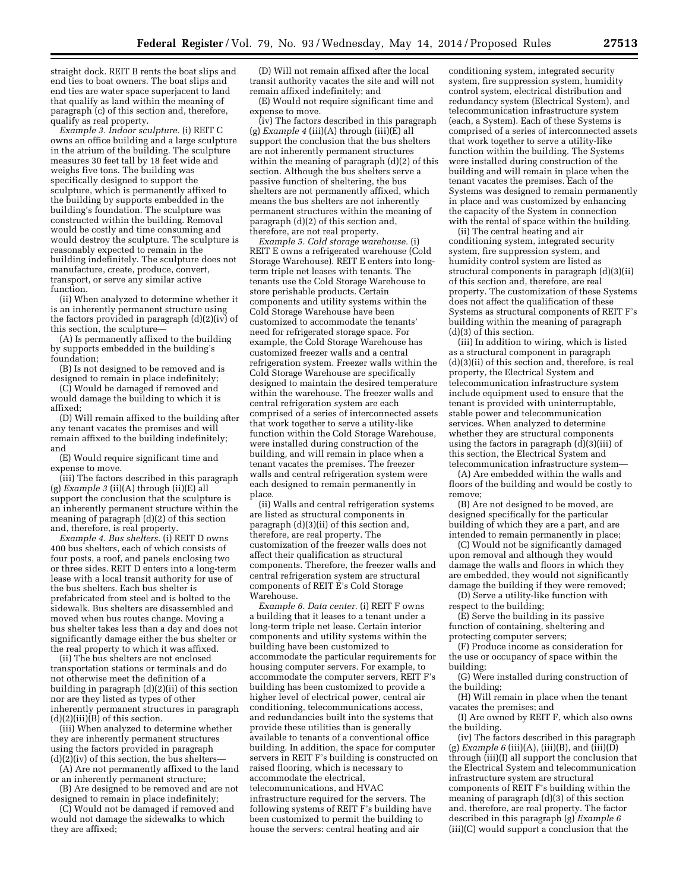straight dock. REIT B rents the boat slips and end ties to boat owners. The boat slips and end ties are water space superjacent to land that qualify as land within the meaning of paragraph (c) of this section and, therefore, qualify as real property.

*Example 3. Indoor sculpture.* (i) REIT C owns an office building and a large sculpture in the atrium of the building. The sculpture measures 30 feet tall by 18 feet wide and weighs five tons. The building was specifically designed to support the sculpture, which is permanently affixed to the building by supports embedded in the building's foundation. The sculpture was constructed within the building. Removal would be costly and time consuming and would destroy the sculpture. The sculpture is reasonably expected to remain in the building indefinitely. The sculpture does not manufacture, create, produce, convert, transport, or serve any similar active function.

(ii) When analyzed to determine whether it is an inherently permanent structure using the factors provided in paragraph (d)(2)(iv) of this section, the sculpture—

(A) Is permanently affixed to the building by supports embedded in the building's foundation;

(B) Is not designed to be removed and is designed to remain in place indefinitely;

(C) Would be damaged if removed and would damage the building to which it is affixed;

(D) Will remain affixed to the building after any tenant vacates the premises and will remain affixed to the building indefinitely; and

(E) Would require significant time and expense to move.

(iii) The factors described in this paragraph (g) *Example 3* (ii)(A) through (ii)(E) all support the conclusion that the sculpture is an inherently permanent structure within the meaning of paragraph (d)(2) of this section and, therefore, is real property.

*Example 4. Bus shelters.* (i) REIT D owns 400 bus shelters, each of which consists of four posts, a roof, and panels enclosing two or three sides. REIT D enters into a long-term lease with a local transit authority for use of the bus shelters. Each bus shelter is prefabricated from steel and is bolted to the sidewalk. Bus shelters are disassembled and moved when bus routes change. Moving a bus shelter takes less than a day and does not significantly damage either the bus shelter or the real property to which it was affixed.

(ii) The bus shelters are not enclosed transportation stations or terminals and do not otherwise meet the definition of a building in paragraph (d)(2)(ii) of this section nor are they listed as types of other inherently permanent structures in paragraph (d)(2)(iii)(B) of this section.

(iii) When analyzed to determine whether they are inherently permanent structures using the factors provided in paragraph (d)(2)(iv) of this section, the bus shelters—

(A) Are not permanently affixed to the land or an inherently permanent structure;

(B) Are designed to be removed and are not designed to remain in place indefinitely;

(C) Would not be damaged if removed and would not damage the sidewalks to which they are affixed;

(D) Will not remain affixed after the local transit authority vacates the site and will not remain affixed indefinitely; and

(E) Would not require significant time and expense to move.

(iv) The factors described in this paragraph (g) *Example 4* (iii)(A) through (iii)(E) all support the conclusion that the bus shelters are not inherently permanent structures within the meaning of paragraph (d)(2) of this section. Although the bus shelters serve a passive function of sheltering, the bus shelters are not permanently affixed, which means the bus shelters are not inherently permanent structures within the meaning of paragraph (d)(2) of this section and, therefore, are not real property.

*Example 5. Cold storage warehouse.* (i) REIT E owns a refrigerated warehouse (Cold Storage Warehouse). REIT E enters into long-term triple net leases with tenants. The tenants use the Cold Storage Warehouse to store perishable products. Certain components and utility systems within the Cold Storage Warehouse have been customized to accommodate the tenants' need for refrigerated storage space. For example, the Cold Storage Warehouse has customized freezer walls and a central refrigeration system. Freezer walls within the Cold Storage Warehouse are specifically designed to maintain the desired temperature within the warehouse. The freezer walls and central refrigeration system are each comprised of a series of interconnected assets that work together to serve a utility-like function within the Cold Storage Warehouse, were installed during construction of the building, and will remain in place when a tenant vacates the premises. The freezer walls and central refrigeration system were each designed to remain permanently in place.

(ii) Walls and central refrigeration systems are listed as structural components in paragraph (d)(3)(ii) of this section and, therefore, are real property. The customization of the freezer walls does not affect their qualification as structural components. Therefore, the freezer walls and central refrigeration system are structural components of REIT E's Cold Storage Warehouse.

*Example 6. Data center.* (i) REIT F owns a building that it leases to a tenant under a long-term triple net lease. Certain interior components and utility systems within the building have been customized to accommodate the particular requirements for housing computer servers. For example, to accommodate the computer servers, REIT F's building has been customized to provide a higher level of electrical power, central air conditioning, telecommunications access, and redundancies built into the systems that provide these utilities than is generally available to tenants of a conventional office building. In addition, the space for computer servers in REIT F's building is constructed on raised flooring, which is necessary to accommodate the electrical, telecommunications, and HVAC infrastructure required for the servers. The following systems of REIT F's building have been customized to permit the building to house the servers: central heating and air conditioning system, integrated security system, fire suppression system, humidity control system, electrical distribution and redundancy system (Electrical System), and telecommunication infrastructure system (each, a System). Each of these Systems is comprised of a series of interconnected assets that work together to serve a utility-like function within the building. The Systems were installed during construction of the building and will remain in place when the tenant vacates the premises. Each of the Systems was designed to remain permanently in place and was customized by enhancing the capacity of the System in connection with the rental of space within the building.

(ii) The central heating and air conditioning system, integrated security system, fire suppression system, and humidity control system are listed as structural components in paragraph (d)(3)(ii) of this section and, therefore, are real property. The customization of these Systems does not affect the qualification of these Systems as structural components of REIT F's building within the meaning of paragraph (d)(3) of this section.

(iii) In addition to wiring, which is listed as a structural component in paragraph (d)(3)(ii) of this section and, therefore, is real property, the Electrical System and telecommunication infrastructure system include equipment used to ensure that the tenant is provided with uninterruptable, stable power and telecommunication services. When analyzed to determine whether they are structural components using the factors in paragraph (d)(3)(iii) of this section, the Electrical System and telecommunication infrastructure system—

(A) Are embedded within the walls and floors of the building and would be costly to remove;

(B) Are not designed to be moved, are designed specifically for the particular building of which they are a part, and are intended to remain permanently in place;

(C) Would not be significantly damaged upon removal and although they would damage the walls and floors in which they are embedded, they would not significantly damage the building if they were removed;

(D) Serve a utility-like function with respect to the building;

(E) Serve the building in its passive function of containing, sheltering and protecting computer servers;

(F) Produce income as consideration for the use or occupancy of space within the building;

(G) Were installed during construction of the building;

(H) Will remain in place when the tenant vacates the premises; and

(I) Are owned by REIT F, which also owns the building.

(iv) The factors described in this paragraph (g) *Example 6* (iii)(A), (iii)(B), and (iii)(D) through (iii)(I) all support the conclusion that the Electrical System and telecommunication infrastructure system are structural components of REIT F's building within the meaning of paragraph (d)(3) of this section and, therefore, are real property. The factor described in this paragraph (g) *Example 6* (iii)(C) would support a conclusion that the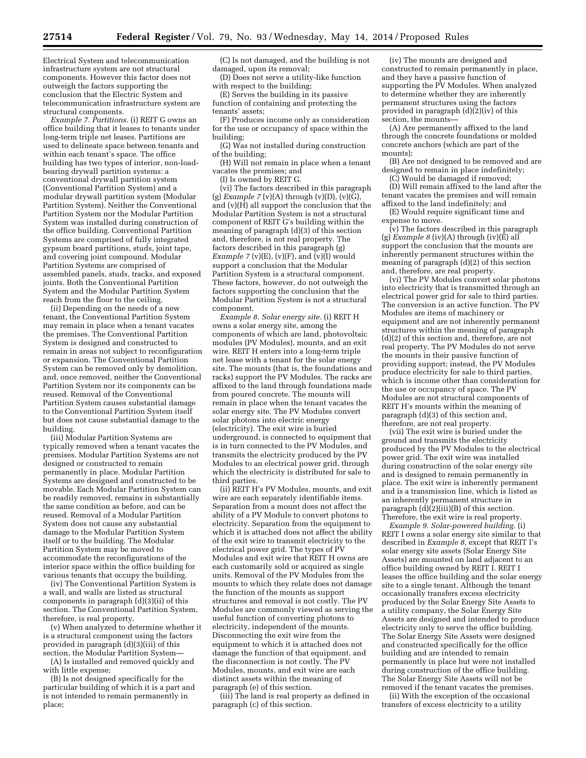Electrical System and telecommunication infrastructure system are not structural components. However this factor does not outweigh the factors supporting the conclusion that the Electric System and telecommunication infrastructure system are structural components.

*Example 7. Partitions.* (i) REIT G owns an office building that it leases to tenants under long-term triple net leases. Partitions are used to delineate space between tenants and within each tenant's space. The office building has two types of interior, non-load-bearing drywall partition systems: a conventional drywall partition system (Conventional Partition System) and a modular drywall partition system (Modular Partition System). Neither the Conventional Partition System nor the Modular Partition System was installed during construction of the office building. Conventional Partition Systems are comprised of fully integrated gypsum board partitions, studs, joint tape, and covering joint compound. Modular Partition Systems are comprised of assembled panels, studs, tracks, and exposed joints. Both the Conventional Partition System and the Modular Partition System reach from the floor to the ceiling.

(ii) Depending on the needs of a new tenant, the Conventional Partition System may remain in place when a tenant vacates the premises. The Conventional Partition System is designed and constructed to remain in areas not subject to reconfiguration or expansion. The Conventional Partition System can be removed only by demolition, and, once removed, neither the Conventional Partition System nor its components can be reused. Removal of the Conventional Partition System causes substantial damage to the Conventional Partition System itself but does not cause substantial damage to the building.

(iii) Modular Partition Systems are typically removed when a tenant vacates the premises. Modular Partition Systems are not designed or constructed to remain permanently in place. Modular Partition Systems are designed and constructed to be movable. Each Modular Partition System can be readily removed, remains in substantially the same condition as before, and can be reused. Removal of a Modular Partition System does not cause any substantial damage to the Modular Partition System itself or to the building. The Modular Partition System may be moved to accommodate the reconfigurations of the interior space within the office building for various tenants that occupy the building.

(iv) The Conventional Partition System is a wall, and walls are listed as structural components in paragraph (d)(3)(ii) of this section. The Conventional Partition System, therefore, is real property.

(v) When analyzed to determine whether it is a structural component using the factors provided in paragraph (d)(3)(iii) of this section, the Modular Partition System—

(A) Is installed and removed quickly and with little expense;

(B) Is not designed specifically for the particular building of which it is a part and is not intended to remain permanently in place;

(C) Is not damaged, and the building is not damaged, upon its removal;

(D) Does not serve a utility-like function with respect to the building;

(E) Serves the building in its passive function of containing and protecting the tenants' assets;

(F) Produces income only as consideration for the use or occupancy of space within the building;

(G) Was not installed during construction of the building;

(H) Will not remain in place when a tenant vacates the premises; and

(I) Is owned by REIT G.

(vi) The factors described in this paragraph (g) *Example 7* (v)(A) through (v)(D), (v)(G), and (v)(H) all support the conclusion that the Modular Partition System is not a structural component of REIT G's building within the meaning of paragraph (d)(3) of this section and, therefore, is not real property. The factors described in this paragraph (g) *Example 7* (v)(E), (v)(F), and (v)(I) would support a conclusion that the Modular Partition System is a structural component. These factors, however, do not outweigh the factors supporting the conclusion that the Modular Partition System is not a structural component.

*Example 8. Solar energy site.* (i) REIT H owns a solar energy site, among the components of which are land, photovoltaic modules (PV Modules), mounts, and an exit wire. REIT H enters into a long-term triple net lease with a tenant for the solar energy site. The mounts (that is, the foundations and racks) support the PV Modules. The racks are affixed to the land through foundations made from poured concrete. The mounts will remain in place when the tenant vacates the solar energy site. The PV Modules convert solar photons into electric energy (electricity). The exit wire is buried underground, is connected to equipment that is in turn connected to the PV Modules, and transmits the electricity produced by the PV Modules to an electrical power grid, through which the electricity is distributed for sale to third parties.

(ii) REIT H's PV Modules, mounts, and exit wire are each separately identifiable items. Separation from a mount does not affect the ability of a PV Module to convert photons to electricity. Separation from the equipment to which it is attached does not affect the ability of the exit wire to transmit electricity to the electrical power grid. The types of PV Modules and exit wire that REIT H owns are each customarily sold or acquired as single units. Removal of the PV Modules from the mounts to which they relate does not damage the function of the mounts as support structures and removal is not costly. The PV Modules are commonly viewed as serving the useful function of converting photons to electricity, independent of the mounts. Disconnecting the exit wire from the equipment to which it is attached does not damage the function of that equipment, and the disconnection is not costly. The PV Modules, mounts, and exit wire are each distinct assets within the meaning of paragraph (e) of this section.

(iii) The land is real property as defined in paragraph (c) of this section.

(iv) The mounts are designed and constructed to remain permanently in place, and they have a passive function of supporting the PV Modules. When analyzed to determine whether they are inherently permanent structures using the factors provided in paragraph (d)(2)(iv) of this section, the mounts—

(A) Are permanently affixed to the land through the concrete foundations or molded concrete anchors (which are part of the mounts);

(B) Are not designed to be removed and are designed to remain in place indefinitely;

(C) Would be damaged if removed;

(D) Will remain affixed to the land after the tenant vacates the premises and will remain affixed to the land indefinitely; and

(E) Would require significant time and expense to move.

(v) The factors described in this paragraph (g) *Example 8* (iv)(A) through (iv)(E) all support the conclusion that the mounts are inherently permanent structures within the meaning of paragraph (d)(2) of this section and, therefore, are real property.

(vi) The PV Modules convert solar photons into electricity that is transmitted through an electrical power grid for sale to third parties. The conversion is an active function. The PV Modules are items of machinery or equipment and are not inherently permanent structures within the meaning of paragraph (d)(2) of this section and, therefore, are not real property. The PV Modules do not serve the mounts in their passive function of providing support; instead, the PV Modules produce electricity for sale to third parties, which is income other than consideration for the use or occupancy of space. The PV Modules are not structural components of REIT H's mounts within the meaning of paragraph (d)(3) of this section and, therefore, are not real property.

(vii) The exit wire is buried under the ground and transmits the electricity produced by the PV Modules to the electrical power grid. The exit wire was installed during construction of the solar energy site and is designed to remain permanently in place. The exit wire is inherently permanent and is a transmission line, which is listed as an inherently permanent structure in paragraph (d)(2)(iii)(B) of this section. Therefore, the exit wire is real property.

*Example 9. Solar-powered building.* (i) REIT I owns a solar energy site similar to that described in *Example 8,* except that REIT I's solar energy site assets (Solar Energy Site Assets) are mounted on land adjacent to an office building owned by REIT I. REIT I leases the office building and the solar energy site to a single tenant. Although the tenant occasionally transfers excess electricity produced by the Solar Energy Site Assets to a utility company, the Solar Energy Site Assets are designed and intended to produce electricity only to serve the office building. The Solar Energy Site Assets were designed and constructed specifically for the office building and are intended to remain permanently in place but were not installed during construction of the office building. The Solar Energy Site Assets will not be removed if the tenant vacates the premises.

(ii) With the exception of the occasional transfers of excess electricity to a utility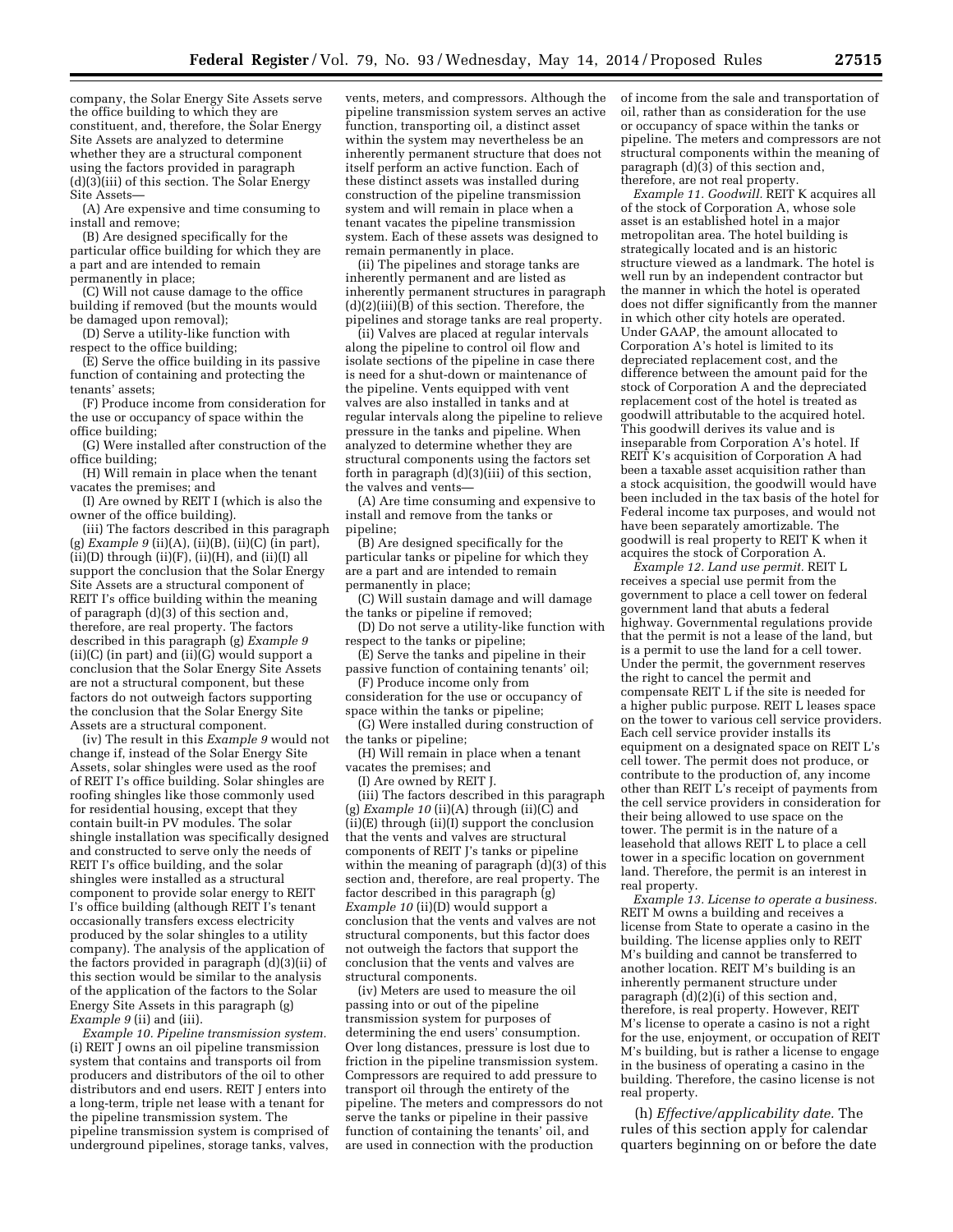company, the Solar Energy Site Assets serve the office building to which they are constituent, and, therefore, the Solar Energy Site Assets are analyzed to determine whether they are a structural component using the factors provided in paragraph (d)(3)(iii) of this section. The Solar Energy Site Assets—

(A) Are expensive and time consuming to install and remove;

(B) Are designed specifically for the particular office building for which they are a part and are intended to remain permanently in place;

(C) Will not cause damage to the office building if removed (but the mounts would be damaged upon removal);

(D) Serve a utility-like function with respect to the office building;

(E) Serve the office building in its passive function of containing and protecting the tenants' assets;

(F) Produce income from consideration for the use or occupancy of space within the office building;

(G) Were installed after construction of the office building;

(H) Will remain in place when the tenant vacates the premises; and

(I) Are owned by REIT I (which is also the owner of the office building).

(iii) The factors described in this paragraph (g) *Example 9* (ii)(A), (ii)(B), (ii)(C) (in part), (ii)(D) through (ii)(F), (ii)(H), and (ii)(I) all support the conclusion that the Solar Energy Site Assets are a structural component of REIT I's office building within the meaning of paragraph (d)(3) of this section and, therefore, are real property. The factors described in this paragraph (g) *Example 9* (ii)(C) (in part) and (ii)(G) would support a conclusion that the Solar Energy Site Assets are not a structural component, but these factors do not outweigh factors supporting the conclusion that the Solar Energy Site Assets are a structural component.

(iv) The result in this *Example 9* would not change if, instead of the Solar Energy Site Assets, solar shingles were used as the roof of REIT I's office building. Solar shingles are roofing shingles like those commonly used for residential housing, except that they contain built-in PV modules. The solar shingle installation was specifically designed and constructed to serve only the needs of REIT I's office building, and the solar shingles were installed as a structural component to provide solar energy to REIT I's office building (although REIT I's tenant occasionally transfers excess electricity produced by the solar shingles to a utility company). The analysis of the application of the factors provided in paragraph (d)(3)(ii) of this section would be similar to the analysis of the application of the factors to the Solar Energy Site Assets in this paragraph (g) *Example 9* (ii) and (iii).

*Example 10. Pipeline transmission system.* (i) REIT J owns an oil pipeline transmission system that contains and transports oil from producers and distributors of the oil to other distributors and end users. REIT J enters into a long-term, triple net lease with a tenant for the pipeline transmission system. The pipeline transmission system is comprised of underground pipelines, storage tanks, valves, vents, meters, and compressors. Although the pipeline transmission system serves an active function, transporting oil, a distinct asset within the system may nevertheless be an inherently permanent structure that does not itself perform an active function. Each of these distinct assets was installed during construction of the pipeline transmission system and will remain in place when a tenant vacates the pipeline transmission system. Each of these assets was designed to remain permanently in place.

(ii) The pipelines and storage tanks are inherently permanent and are listed as inherently permanent structures in paragraph (d)(2)(iii)(B) of this section. Therefore, the pipelines and storage tanks are real property.

(ii) Valves are placed at regular intervals along the pipeline to control oil flow and isolate sections of the pipeline in case there is need for a shut-down or maintenance of the pipeline. Vents equipped with vent valves are also installed in tanks and at regular intervals along the pipeline to relieve pressure in the tanks and pipeline. When analyzed to determine whether they are structural components using the factors set forth in paragraph (d)(3)(iii) of this section, the valves and vents—

(A) Are time consuming and expensive to install and remove from the tanks or pipeline;

(B) Are designed specifically for the particular tanks or pipeline for which they are a part and are intended to remain permanently in place;

(C) Will sustain damage and will damage the tanks or pipeline if removed;

(D) Do not serve a utility-like function with respect to the tanks or pipeline;

(E) Serve the tanks and pipeline in their passive function of containing tenants' oil;

(F) Produce income only from consideration for the use or occupancy of space within the tanks or pipeline;

(G) Were installed during construction of the tanks or pipeline;

(H) Will remain in place when a tenant vacates the premises; and

(I) Are owned by REIT J.

(iii) The factors described in this paragraph (g) *Example 10* (ii)(A) through (ii)(C) and (ii)(E) through (ii)(I) support the conclusion that the vents and valves are structural components of REIT J's tanks or pipeline within the meaning of paragraph (d)(3) of this section and, therefore, are real property. The factor described in this paragraph (g) *Example 10* (ii)(D) would support a conclusion that the vents and valves are not structural components, but this factor does not outweigh the factors that support the conclusion that the vents and valves are structural components.

(iv) Meters are used to measure the oil passing into or out of the pipeline transmission system for purposes of determining the end users' consumption. Over long distances, pressure is lost due to friction in the pipeline transmission system. Compressors are required to add pressure to transport oil through the entirety of the pipeline. The meters and compressors do not serve the tanks or pipeline in their passive function of containing the tenants' oil, and are used in connection with the production of income from the sale and transportation of oil, rather than as consideration for the use or occupancy of space within the tanks or pipeline. The meters and compressors are not structural components within the meaning of paragraph (d)(3) of this section and, therefore, are not real property.

*Example 11. Goodwill.* REIT K acquires all of the stock of Corporation A, whose sole asset is an established hotel in a major metropolitan area. The hotel building is strategically located and is an historic structure viewed as a landmark. The hotel is well run by an independent contractor but the manner in which the hotel is operated does not differ significantly from the manner in which other city hotels are operated. Under GAAP, the amount allocated to Corporation A's hotel is limited to its depreciated replacement cost, and the difference between the amount paid for the stock of Corporation A and the depreciated replacement cost of the hotel is treated as goodwill attributable to the acquired hotel. This goodwill derives its value and is inseparable from Corporation A's hotel. If REIT K's acquisition of Corporation A had been a taxable asset acquisition rather than a stock acquisition, the goodwill would have been included in the tax basis of the hotel for Federal income tax purposes, and would not have been separately amortizable. The goodwill is real property to REIT K when it acquires the stock of Corporation A.

*Example 12. Land use permit.* REIT L receives a special use permit from the government to place a cell tower on federal government land that abuts a federal highway. Governmental regulations provide that the permit is not a lease of the land, but is a permit to use the land for a cell tower. Under the permit, the government reserves the right to cancel the permit and compensate REIT L if the site is needed for a higher public purpose. REIT L leases space on the tower to various cell service providers. Each cell service provider installs its equipment on a designated space on REIT L's cell tower. The permit does not produce, or contribute to the production of, any income other than REIT L's receipt of payments from the cell service providers in consideration for their being allowed to use space on the tower. The permit is in the nature of a leasehold that allows REIT L to place a cell tower in a specific location on government land. Therefore, the permit is an interest in real property.

*Example 13. License to operate a business.* REIT M owns a building and receives a license from State to operate a casino in the building. The license applies only to REIT M's building and cannot be transferred to another location. REIT M's building is an inherently permanent structure under paragraph (d)(2)(i) of this section and, therefore, is real property. However, REIT M's license to operate a casino is not a right for the use, enjoyment, or occupation of REIT M's building, but is rather a license to engage in the business of operating a casino in the building. Therefore, the casino license is not real property.

(h) *Effective/applicability date.* The rules of this section apply for calendar quarters beginning on or before the date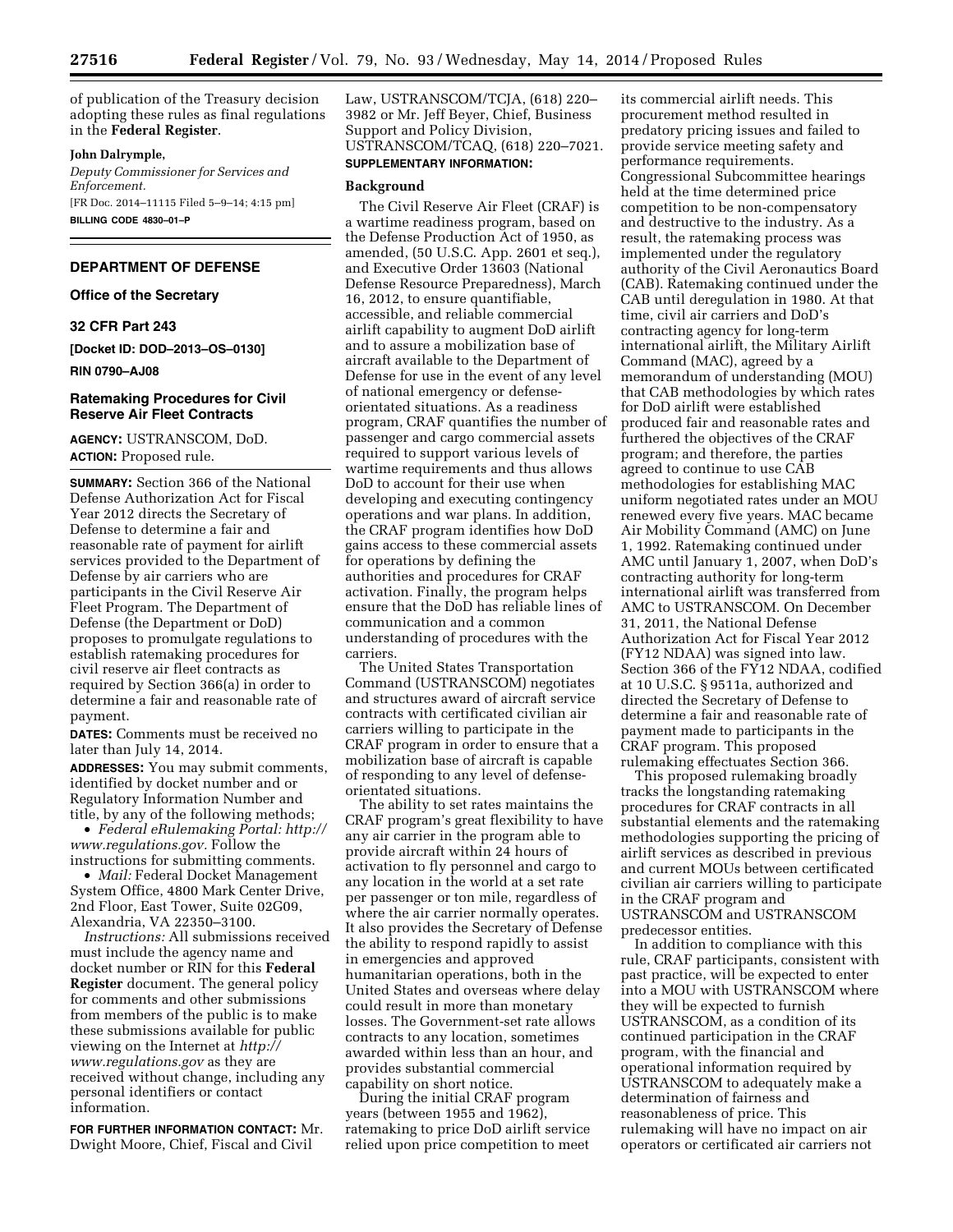of publication of the Treasury decision adopting these rules as final regulations in the **Federal Register**.

**John Dalrymple,**

*Deputy Commissioner for Services and Enforcement.*

[FR Doc. 2014–11115 Filed 5–9–14; 4:15 pm]

**BILLING CODE 4830–01–P**

---

## DEPARTMENT OF DEFENSE

### Office of the Secretary

### 32 CFR Part 243

**[Docket ID: DOD–2013–OS–0130]**

**RIN 0790–AJ08**

## Ratemaking Procedures for Civil Reserve Air Fleet Contracts

**AGENCY:** USTRANSCOM, DoD.

**ACTION:** Proposed rule.

**SUMMARY:** Section 366 of the National Defense Authorization Act for Fiscal Year 2012 directs the Secretary of Defense to determine a fair and reasonable rate of payment for airlift services provided to the Department of Defense by air carriers who are participants in the Civil Reserve Air Fleet Program. The Department of Defense (the Department or DoD) proposes to promulgate regulations to establish ratemaking procedures for civil reserve air fleet contracts as required by Section 366(a) in order to determine a fair and reasonable rate of payment.

**DATES:** Comments must be received no later than July 14, 2014.

**ADDRESSES:** You may submit comments, identified by docket number and or Regulatory Information Number and title, by any of the following methods;

- *Federal eRulemaking Portal: http://www.regulations.gov.* Follow the instructions for submitting comments.
- *Mail:* Federal Docket Management System Office, 4800 Mark Center Drive, 2nd Floor, East Tower, Suite 02G09, Alexandria, VA 22350–3100.

*Instructions:* All submissions received must include the agency name and docket number or RIN for this **Federal Register** document. The general policy for comments and other submissions from members of the public is to make these submissions available for public viewing on the Internet at *http://www.regulations.gov* as they are received without change, including any personal identifiers or contact information.

**FOR FURTHER INFORMATION CONTACT:** Mr. Dwight Moore, Chief, Fiscal and Civil Law, USTRANSCOM/TCJA, (618) 220–3982 or Mr. Jeff Beyer, Chief, Business Support and Policy Division, USTRANSCOM/TCAQ, (618) 220–7021.

**SUPPLEMENTARY INFORMATION:**

### Background

The Civil Reserve Air Fleet (CRAF) is a wartime readiness program, based on the Defense Production Act of 1950, as amended, (50 U.S.C. App. 2601 et seq.), and Executive Order 13603 (National Defense Resource Preparedness), March 16, 2012, to ensure quantifiable, accessible, and reliable commercial airlift capability to augment DoD airlift and to assure a mobilization base of aircraft available to the Department of Defense for use in the event of any level of national emergency or defense-orientated situations. As a readiness program, CRAF quantifies the number of passenger and cargo commercial assets required to support various levels of wartime requirements and thus allows DoD to account for their use when developing and executing contingency operations and war plans. In addition, the CRAF program identifies how DoD gains access to these commercial assets for operations by defining the authorities and procedures for CRAF activation. Finally, the program helps ensure that the DoD has reliable lines of communication and a common understanding of procedures with the carriers.

The United States Transportation Command (USTRANSCOM) negotiates and structures award of aircraft service contracts with certificated civilian air carriers willing to participate in the CRAF program in order to ensure that a mobilization base of aircraft is capable of responding to any level of defense-orientated situations.

The ability to set rates maintains the CRAF program's great flexibility to have any air carrier in the program able to provide aircraft within 24 hours of activation to fly personnel and cargo to any location in the world at a set rate per passenger or ton mile, regardless of where the air carrier normally operates. It also provides the Secretary of Defense the ability to respond rapidly to assist in emergencies and approved humanitarian operations, both in the United States and overseas where delay could result in more than monetary losses. The Government-set rate allows contracts to any location, sometimes awarded within less than an hour, and provides substantial commercial capability on short notice.

During the initial CRAF program years (between 1955 and 1962), ratemaking to price DoD airlift service relied upon price competition to meet its commercial airlift needs. This procurement method resulted in predatory pricing issues and failed to provide service meeting safety and performance requirements. Congressional Subcommittee hearings held at the time determined price competition to be non-compensatory and destructive to the industry. As a result, the ratemaking process was implemented under the regulatory authority of the Civil Aeronautics Board (CAB). Ratemaking continued under the CAB until deregulation in 1980. At that time, civil air carriers and DoD's contracting agency for long-term international airlift, the Military Airlift Command (MAC), agreed by a memorandum of understanding (MOU) that CAB methodologies by which rates for DoD airlift were established produced fair and reasonable rates and furthered the objectives of the CRAF program; and therefore, the parties agreed to continue to use CAB methodologies for establishing MAC uniform negotiated rates under an MOU renewed every five years. MAC became Air Mobility Command (AMC) on June 1, 1992. Ratemaking continued under AMC until January 1, 2007, when DoD's contracting authority for long-term international airlift was transferred from AMC to USTRANSCOM. On December 31, 2011, the National Defense Authorization Act for Fiscal Year 2012 (FY12 NDAA) was signed into law. Section 366 of the FY12 NDAA, codified at 10 U.S.C. § 9511a, authorized and directed the Secretary of Defense to determine a fair and reasonable rate of payment made to participants in the CRAF program. This proposed rulemaking effectuates Section 366.

This proposed rulemaking broadly tracks the longstanding ratemaking procedures for CRAF contracts in all substantial elements and the ratemaking methodologies supporting the pricing of airlift services as described in previous and current MOUs between certificated civilian air carriers willing to participate in the CRAF program and USTRANSCOM and USTRANSCOM predecessor entities.

In addition to compliance with this rule, CRAF participants, consistent with past practice, will be expected to enter into a MOU with USTRANSCOM where they will be expected to furnish USTRANSCOM, as a condition of its continued participation in the CRAF program, with the financial and operational information required by USTRANSCOM to adequately make a determination of fairness and reasonableness of price. This rulemaking will have no impact on air operators or certificated air carriers not